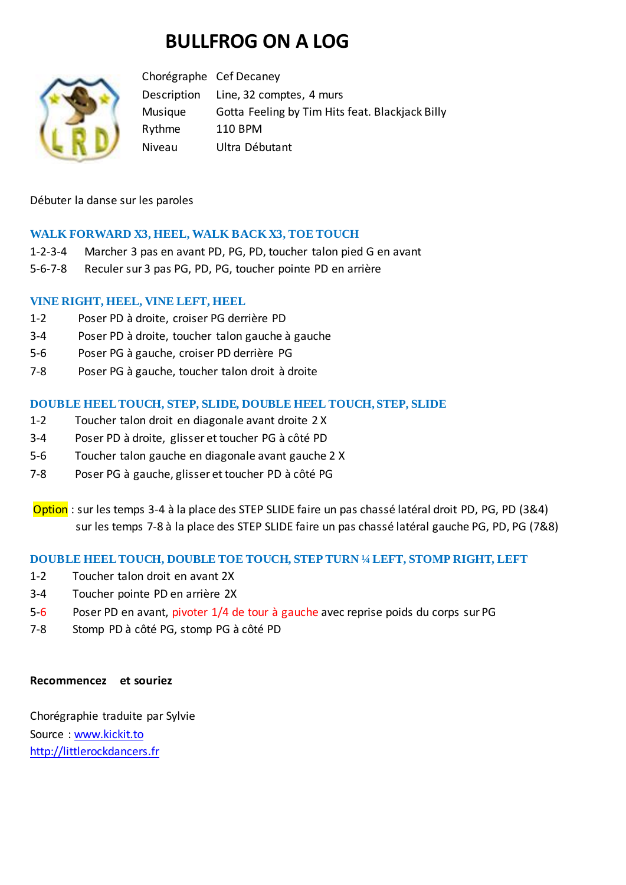# BULLFROG ON A LOG

| | |
|---|---|
| Chorégraphe | Cef Decaney |
| Description | Line, 32 comptes, 4 murs |
| Musique | Gotta Feeling by Tim Hits feat. Blackjack Billy |
| Rythme | 110 BPM |
| Niveau | Ultra Débutant |

Débuter la danse sur les paroles

### WALK FORWARD X3, HEEL, WALK BACK X3, TOE TOUCH

1-2-3-4 Marcher 3 pas en avant PD, PG, PD, toucher talon pied G en avant
5-6-7-8 Reculer sur 3 pas PG, PD, PG, toucher pointe PD en arrière

### VINE RIGHT, HEEL, VINE LEFT, HEEL

1-2 Poser PD à droite, croiser PG derrière PD
3-4 Poser PD à droite, toucher talon gauche à gauche
5-6 Poser PG à gauche, croiser PD derrière PG
7-8 Poser PG à gauche, toucher talon droit à droite

### DOUBLE HEEL TOUCH, STEP, SLIDE, DOUBLE HEEL TOUCH, STEP, SLIDE

1-2 Toucher talon droit en diagonale avant droite 2 X
3-4 Poser PD à droite, glisser et toucher PG à côté PD
5-6 Toucher talon gauche en diagonale avant gauche 2 X
7-8 Poser PG à gauche, glisser et toucher PD à côté PG

Option : sur les temps 3-4 à la place des STEP SLIDE faire un pas chassé latéral droit PD, PG, PD (3&4)
sur les temps 7-8 à la place des STEP SLIDE faire un pas chassé latéral gauche PG, PD, PG (7&8)

### DOUBLE HEEL TOUCH, DOUBLE TOE TOUCH, STEP TURN ¼ LEFT, STOMP RIGHT, LEFT

1-2 Toucher talon droit en avant 2X
3-4 Toucher pointe PD en arrière 2X
5-6 Poser PD en avant, pivoter 1/4 de tour à gauche avec reprise poids du corps sur PG
7-8 Stomp PD à côté PG, stomp PG à côté PD

**Recommencez et souriez**

Chorégraphie traduite par Sylvie
Source : [www.kickit.to](www.kickit.to)
[http://littlerockdancers.fr](http://littlerockdancers.fr)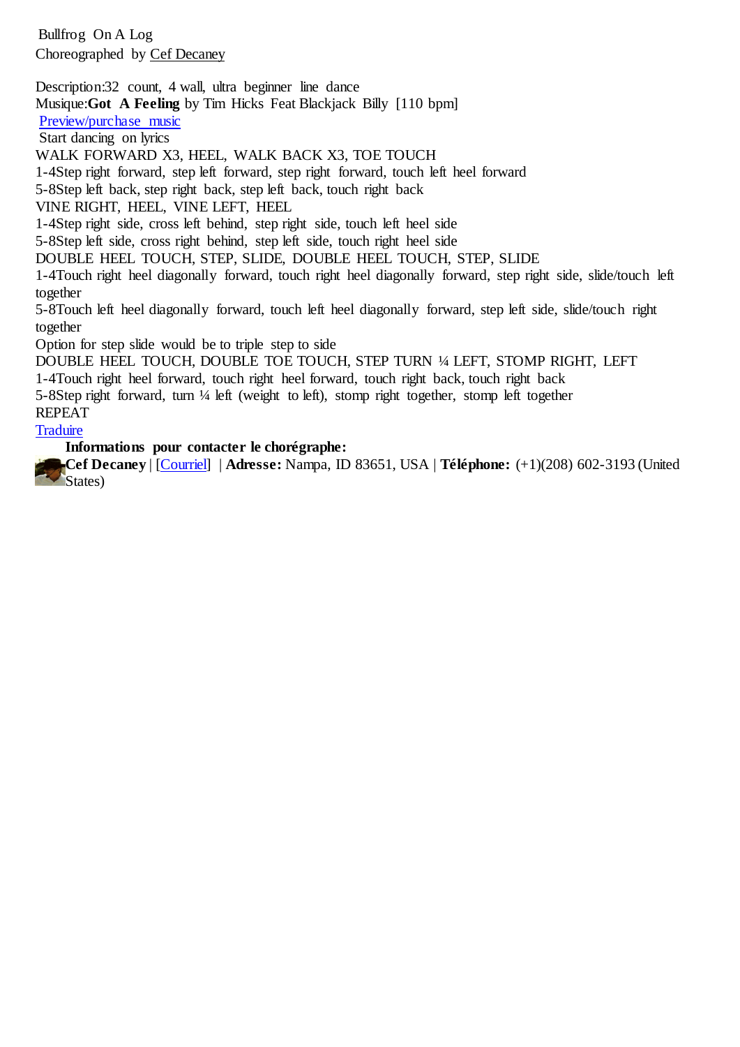Bullfrog On A Log

Choreographed by Cef Decaney

Description:32 count, 4 wall, ultra beginner line dance

Musique:**Got A Feeling** by Tim Hicks Feat Blackjack Billy [110 bpm]

Preview/purchase music

Start dancing on lyrics

WALK FORWARD X3, HEEL, WALK BACK X3, TOE TOUCH

1-4Step right forward, step left forward, step right forward, touch left heel forward

5-8Step left back, step right back, step left back, touch right back

VINE RIGHT, HEEL, VINE LEFT, HEEL

1-4Step right side, cross left behind, step right side, touch left heel side

5-8Step left side, cross right behind, step left side, touch right heel side

DOUBLE HEEL TOUCH, STEP, SLIDE, DOUBLE HEEL TOUCH, STEP, SLIDE

1-4Touch right heel diagonally forward, touch right heel diagonally forward, step right side, slide/touch left together

5-8Touch left heel diagonally forward, touch left heel diagonally forward, step left side, slide/touch right together

Option for step slide would be to triple step to side

DOUBLE HEEL TOUCH, DOUBLE TOE TOUCH, STEP TURN ¼ LEFT, STOMP RIGHT, LEFT

1-4Touch right heel forward, touch right heel forward, touch right back, touch right back

5-8Step right forward, turn ¼ left (weight to left), stomp right together, stomp left together

REPEAT

Traduire

**Informations pour contacter le chorégraphe:**

**Cef Decaney** | [Courriel] | **Adresse:** Nampa, ID 83651, USA | **Téléphone:** (+1)(208) 602-3193 (United States)